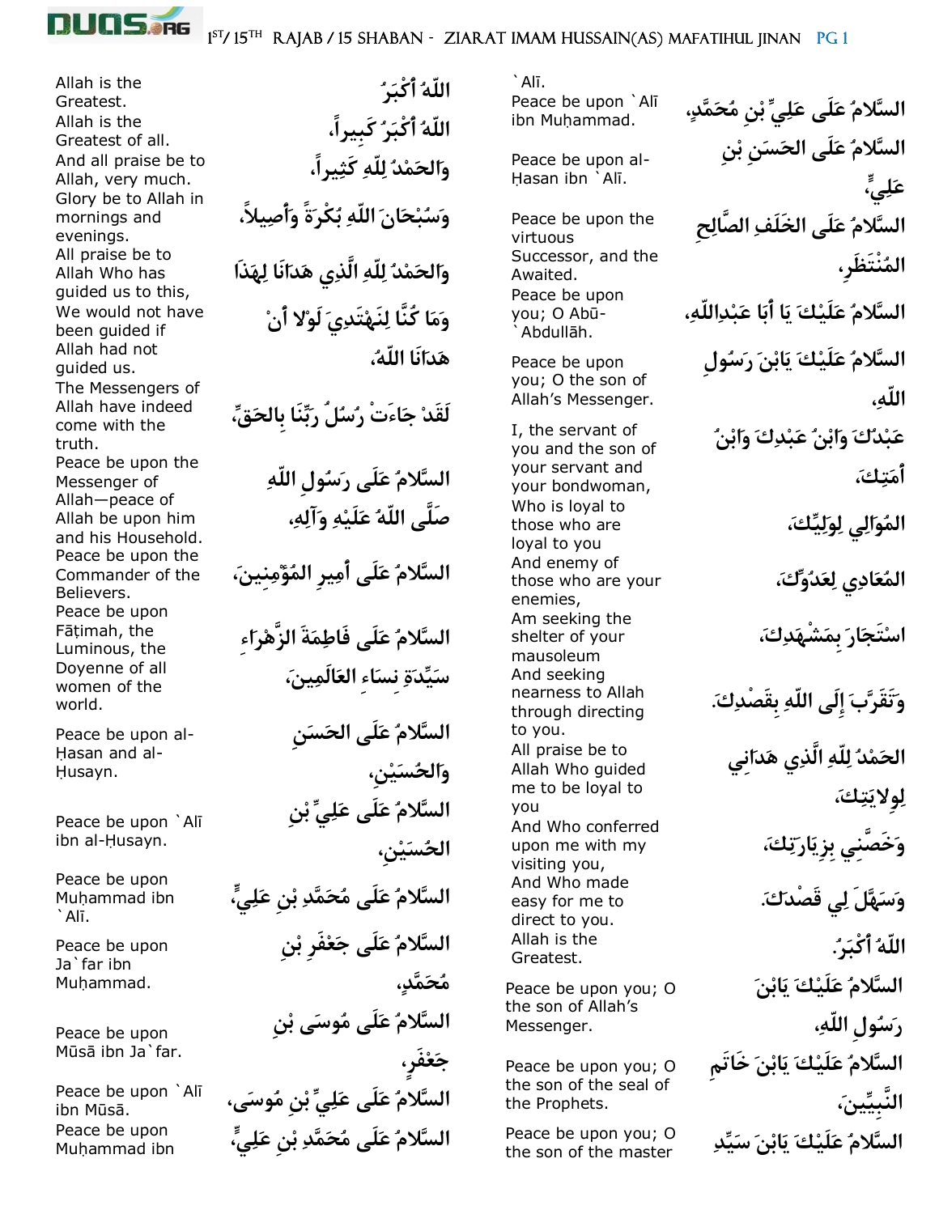اللّهُ أَكْبَرُ

Allah is the Greatest.

اللّهُ أَكْبَرُ كَبِيراً،

Allah is the Greatest of all.

وَالحَمْدُ لِلّهِ كَثِيراً،

And all praise be to Allah, very much.

وَسُبْحَانَ اللّهِ بُكْرَةً وَأَصِيلاً،

Glory be to Allah in mornings and evenings.

وَالحَمْدُ لِلّهِ الَّذِي هَدَانَا لِهٰذَا

All praise be to Allah Who has guided us to this,

وَمَا كُنَّا لِنَهْتَدِيَ لَوْلا أَنْ هَدَانَا اللّهُ،

We would not have been guided if Allah had not guided us.

لَقَدْ جَاءَتْ رُسُلُ رَبِّنَا بِالحَقِّ،

The Messengers of Allah have indeed come with the truth.

السَّلامُ عَلَى رَسُولِ اللّهِ صَلَّى اللّهُ عَلَيْهِ وَآلِهِ،

Peace be upon the Messenger of Allah—peace of Allah be upon him and his Household.

السَّلامُ عَلَى أَمِيرِ المُؤْمِنِينَ،

Peace be upon the Commander of the Believers.

السَّلامُ عَلَى فَاطِمَةَ الزَّهْرَاءِ سَيِّدَةِ نِسَاءِ العَالَمِينَ،

Peace be upon Fāṭimah, the Luminous, the Doyenne of all women of the world.

السَّلامُ عَلَى الحَسَنِ وَالحُسَيْنِ،

Peace be upon al-Ḥasan and al-Ḥusayn.

السَّلامُ عَلَى عَلِيِّ بْنِ الحُسَيْنِ،

Peace be upon `Alī ibn al-Ḥusayn.

السَّلامُ عَلَى مُحَمَّدِ بْنِ عَلِيٍّ،

Peace be upon Muḥammad ibn `Alī.

السَّلامُ عَلَى جَعْفَرِ بْنِ مُحَمَّدٍ،

Peace be upon Ja`far ibn Muḥammad.

السَّلامُ عَلَى مُوسَى بْنِ جَعْفَرٍ،

Peace be upon Mūsā ibn Ja`far.

السَّلامُ عَلَى عَلِيِّ بْنِ مُوسَى،

Peace be upon `Alī ibn Mūsā.

السَّلامُ عَلَى مُحَمَّدِ بْنِ عَلِيٍّ،

Peace be upon Muḥammad ibn `Alī.

السَّلامُ عَلَى عَلِيِّ بْنِ مُحَمَّدٍ،

Peace be upon `Alī ibn Muḥammad.

السَّلامُ عَلَى الحَسَنِ بْنِ عَلِيٍّ،

Peace be upon al-Ḥasan ibn `Alī.

السَّلامُ عَلَى الخَلَفِ الصَّالِحِ المُنْتَظَرِ،

Peace be upon the virtuous Successor, and the Awaited.

السَّلامُ عَلَيْكَ يَا أَبَا عَبْدِاللّهِ،

Peace be upon you; O Abū-`Abdullāh.

السَّلامُ عَلَيْكَ يَابْنَ رَسُولِ اللّهِ،

Peace be upon you; O the son of Allah's Messenger.

عَبْدُكَ وَابْنُ عَبْدِكَ وَابْنُ أَمَتِكَ،

I, the servant of you and the son of your servant and your bondwoman,

المُوَالِي لِوَلِيِّكَ،

Who is loyal to those who are loyal to you

المُعَادِي لِعَدُوِّكَ،

And enemy of those who are your enemies,

اسْتَجَارَ بِمَشْهَدِكَ،

Am seeking the shelter of your mausoleum

وَتَقَرَّبَ إِلَى اللّهِ بِقَصْدِكَ.

And seeking nearness to Allah through directing to you.

الحَمْدُ لِلّهِ الَّذِي هَدَانِي لِوِلايَتِكَ،

All praise be to Allah Who guided me to be loyal to you

وَخَصَّنِي بِزِيَارَتِكَ،

And Who conferred upon me with my visiting you,

وَسَهَّلَ لِي قَصْدَكَ.

And Who made easy for me to direct to you.

اللّهُ أَكْبَرُ.

Allah is the Greatest.

السَّلامُ عَلَيْكَ يَابْنَ رَسُولِ اللّهِ،

Peace be upon you; O the son of Allah's Messenger.

السَّلامُ عَلَيْكَ يَابْنَ خَاتَمِ النَّبِيِّينَ،

Peace be upon you; O the son of the seal of the Prophets.

السَّلامُ عَلَيْكَ يَابْنَ سَيِّدِ

Peace be upon you; O the son of the master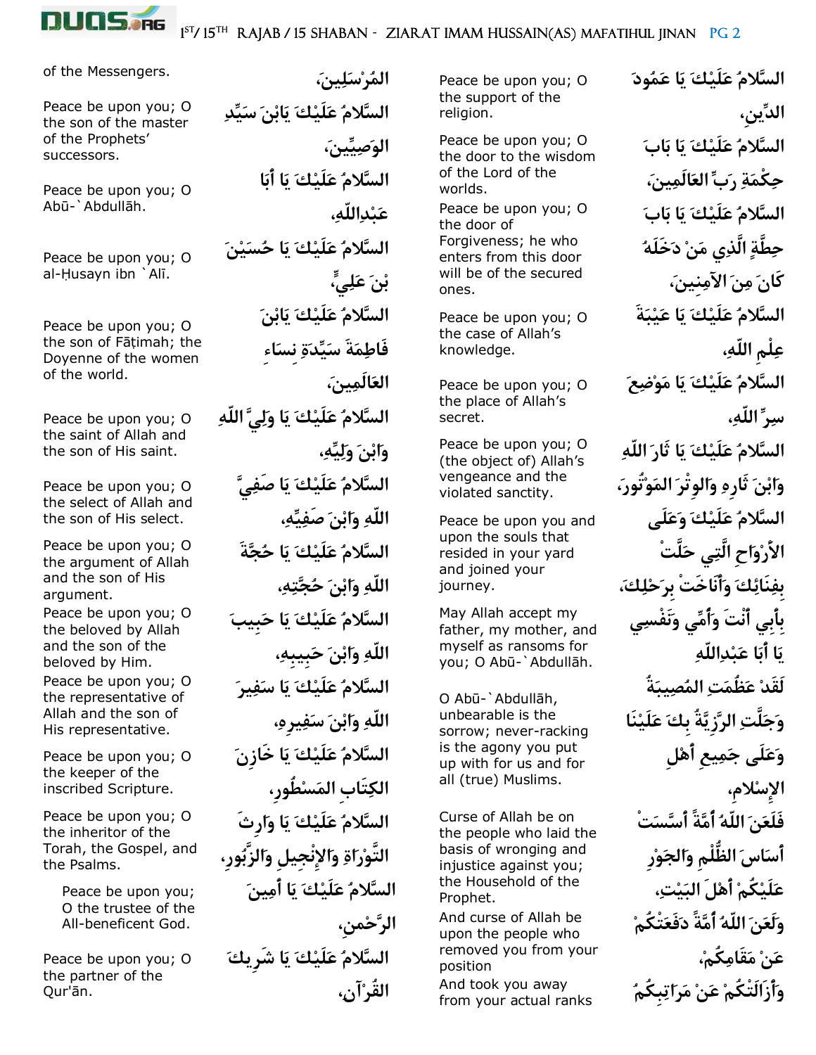السَّلامُ عَلَيْكَ يَا عَمُودَ الدِّينِ،

Peace be upon you; O the support of the religion.

السَّلامُ عَلَيْكَ يَا بَابَ حِكْمَةِ رَبِّ العَالَمِينَ،

Peace be upon you; O the door to the wisdom of the Lord of the worlds.

السَّلامُ عَلَيْكَ يَا بَابَ حِطَّةٍ الَّذِي مَنْ دَخَلَهُ كَانَ مِنَ الآمِنِينَ،

Peace be upon you; O the door of Forgiveness; he who enters from this door will be of the secured ones.

السَّلامُ عَلَيْكَ يَا عَيْبَةَ عِلْمِ اللّهِ،

Peace be upon you; O the case of Allah's knowledge.

السَّلامُ عَلَيْكَ يَا مَوْضِعَ سِرِّ اللّهِ،

Peace be upon you; O the place of Allah's secret.

السَّلامُ عَلَيْكَ يَا ثَارَ اللّهِ وَابْنَ ثَارِهِ وَالوِتْرَ المَوْتُورَ،

Peace be upon you; O (the object of) Allah's vengeance and the violated sanctity.

السَّلامُ عَلَيْكَ وَعَلَى الأَرْوَاحِ الَّتِي حَلَّتْ بِفِنَائِكَ وَأَنَاخَتْ بِرَحْلِكَ،

Peace be upon you and upon the souls that resided in your yard and joined your journey.

بِأَبِي أَنْتَ وَأُمِّي وَنَفْسِي يَا أَبَا عَبْدِاللّهِ

May Allah accept my father, my mother, and myself as ransoms for you; O Abū-`Abdullāh.

لَقَدْ عَظُمَتِ المُصِيبَةُ وَجَلَّتِ الرَّزِيَّةُ بِكَ عَلَيْنَا وَعَلَى جَمِيعِ أَهْلِ الإِسْلامِ،

O Abū-`Abdullāh, unbearable is the sorrow; never-racking is the agony you put up with for us and for all (true) Muslims.

فَلَعَنَ اللّهُ أُمَّةً أَسَّسَتْ أَسَاسَ الظُّلْمِ وَالجَوْرِ عَلَيْكُمْ أَهْلَ البَيْتِ،

Curse of Allah be on the people who laid the basis of wronging and injustice against you; the Household of the Prophet.

وَلَعَنَ اللّهُ أُمَّةً دَفَعَتْكُمْ عَنْ مَقَامِكُمْ،

And curse of Allah be upon the people who removed you from your position

وَأَزَالَتْكُمْ عَنْ مَرَاتِبِكُمُ

And took you away from your actual ranks

المُرْسَلِينَ،

of the Messengers.

السَّلامُ عَلَيْكَ يَابْنَ سَيِّدِ الوَصِيِّينَ،

Peace be upon you; O the son of the master of the Prophets' successors.

السَّلامُ عَلَيْكَ يَا أَبَا عَبْدِاللّهِ،

Peace be upon you; O Abū-`Abdullāh.

السَّلامُ عَلَيْكَ يَا حُسَيْنَ بْنَ عَلِيٍّ،

Peace be upon you; O al-Ḥusayn ibn `Alī.

السَّلامُ عَلَيْكَ يَابْنَ فَاطِمَةَ سَيِّدَةِ نِسَاءِ العَالَمِينَ،

Peace be upon you; O the son of Fāṭimah; the Doyenne of the women of the world.

السَّلامُ عَلَيْكَ يَا وَلِيَّ اللّهِ وَابْنَ وَلِيِّهِ،

Peace be upon you; O the saint of Allah and the son of His saint.

السَّلامُ عَلَيْكَ يَا صَفِيَّ اللّهِ وَابْنَ صَفِيِّهِ،

Peace be upon you; O the select of Allah and the son of His select.

السَّلامُ عَلَيْكَ يَا حُجَّةَ اللّهِ وَابْنَ حُجَّتِهِ،

Peace be upon you; O the argument of Allah and the son of His argument.

السَّلامُ عَلَيْكَ يَا حَبِيبَ اللّهِ وَابْنَ حَبِيبِهِ،

Peace be upon you; O the beloved by Allah and the son of the beloved by Him.

السَّلامُ عَلَيْكَ يَا سَفِيرَ اللّهِ وَابْنَ سَفِيرِهِ،

Peace be upon you; O the representative of Allah and the son of His representative.

السَّلامُ عَلَيْكَ يَا خَازِنَ الكِتَابِ المَسْطُورِ،

Peace be upon you; O the keeper of the inscribed Scripture.

السَّلامُ عَلَيْكَ يَا وَارِثَ التَّوْرَاةِ وَالإِنْجِيلِ وَالزَّبُورِ،

Peace be upon you; O the inheritor of the Torah, the Gospel, and the Psalms.

السَّلامُ عَلَيْكَ يَا أَمِينَ الرَّحْمنِ،

Peace be upon you; O the trustee of the All-beneficent God.

السَّلامُ عَلَيْكَ يَا شَرِيكَ القُرْآنِ،

Peace be upon you; O the partner of the Qur'ān.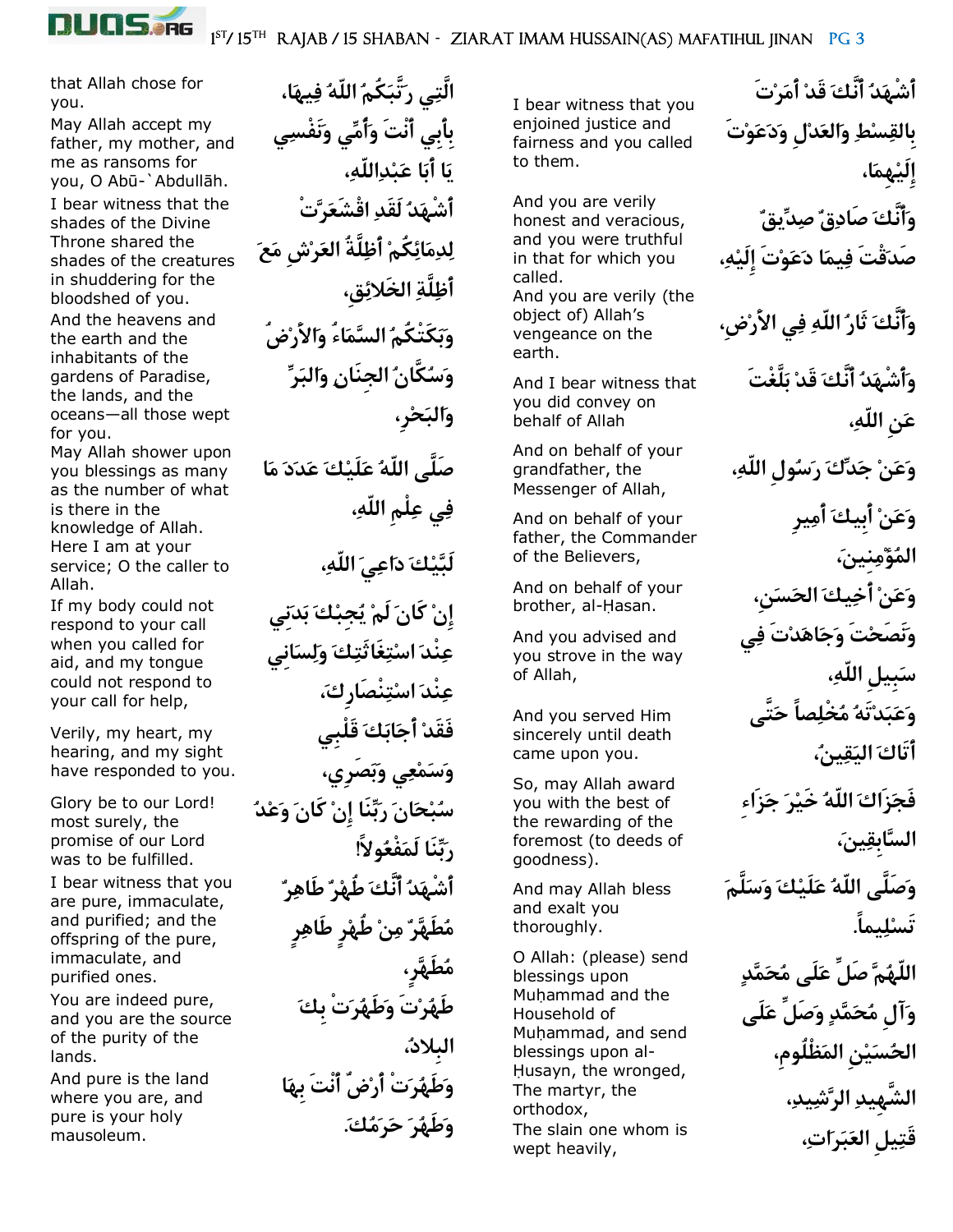أَشْهَدُ أَنَّكَ قَدْ أَمَرْتَ بِالقِسْطِ وَالعَدْلِ وَدَعَوْتَ إِلَيْهِمَا،

I bear witness that you enjoined justice and fairness and you called to them.

وَأَنَّكَ صَادِقٌ صِدِّيقٌ صَدَقْتَ فِيمَا دَعَوْتَ إِلَيْهِ،

And you are verily honest and veracious, and you were truthful in that for which you called.

وَأَنَّكَ ثَارُ اللّهِ فِي الأَرْضِ،

And you are verily (the object of) Allah's vengeance on the earth.

وَأَشْهَدُ أَنَّكَ قَدْ بَلَّغْتَ عَنِ اللّهِ،

And I bear witness that you did convey on behalf of Allah

وَعَنْ جَدِّكَ رَسُولِ اللّهِ،

And on behalf of your grandfather, the Messenger of Allah,

وَعَنْ أَبِيكَ أَمِيرِ المُؤْمِنِينَ،

And on behalf of your father, the Commander of the Believers,

وَعَنْ أَخِيكَ الحَسَنِ،

And on behalf of your brother, al-Ḥasan.

وَنَصَحْتَ وَجَاهَدْتَ فِي سَبِيلِ اللّهِ،

And you advised and you strove in the way of Allah,

وَعَبَدْتَهُ مُخْلِصاً حَتَّى أَتَاكَ اليَقِينُ،

And you served Him sincerely until death came upon you.

فَجَزَاكَ اللّهُ خَيْرَ جَزَاءِ السَّابِقِينَ،

So, may Allah award you with the best of the rewarding of the foremost (to deeds of goodness).

وَصَلَّى اللّهُ عَلَيْكَ وَسَلَّمَ تَسْلِيماً.

And may Allah bless and exalt you thoroughly.

اللّهُمَّ صَلِّ عَلَى مُحَمَّدٍ وَآلِ مُحَمَّدٍ وَصَلِّ عَلَى الحُسَيْنِ المَظْلُومِ،

O Allah: (please) send blessings upon Muḥammad and the Household of Muḥammad, and send blessings upon al-Ḥusayn, the wronged,

الشَّهِيدِ الرَّشِيدِ،

The martyr, the orthodox,

قَتِيلِ العَبَرَاتِ،

The slain one whom is wept heavily,

الَّتِي رَتَّبَكُمُ اللّهُ فِيهَا،

that Allah chose for you.

بِأَبِي أَنْتَ وَأُمِّي وَنَفْسِي يَا أَبَا عَبْدِاللّهِ،

May Allah accept my father, my mother, and me as ransoms for you, O Abū-`Abdullāh.

أَشْهَدُ لَقَدِ اقْشَعَرَّتْ لِدِمَائِكُمْ أَظِلَّةُ العَرْشِ مَعَ أَظِلَّةِ الخَلائِقِ،

I bear witness that the shades of the Divine Throne shared the shades of the creatures in shuddering for the bloodshed of you.

وَبَكَتْكُمُ السَّمَاءُ وَالأَرْضُ وَسُكَّانُ الجِنَانِ وَالبَرِّ وَالبَحْرِ،

And the heavens and the earth and the inhabitants of the gardens of Paradise, the lands, and the oceans—all those wept for you.

صَلَّى اللّهُ عَلَيْكَ عَدَدَ مَا فِي عِلْمِ اللّهِ،

May Allah shower upon you blessings as many as the number of what is there in the knowledge of Allah.

لَبَّيْكَ دَاعِيَ اللّهِ،

Here I am at your service; O the caller to Allah.

إِنْ كَانَ لَمْ يُجِبْكَ بَدَنِي عِنْدَ اسْتِغَاثَتِكَ وَلِسَانِي عِنْدَ اسْتِنْصَارِكَ،

If my body could not respond to your call when you called for aid, and my tongue could not respond to your call for help,

فَقَدْ أَجَابَكَ قَلْبِي وَسَمْعِي وَبَصَرِي،

Verily, my heart, my hearing, and my sight have responded to you.

سُبْحَانَ رَبِّنَا إِنْ كَانَ وَعْدُ رَبِّنَا لَمَفْعُولاً!

Glory be to our Lord! most surely, the promise of our Lord was to be fulfilled.

أَشْهَدُ أَنَّكَ طُهْرٌ طَاهِرٌ مُطَهَّرٌ مِنْ طُهْرٍ طَاهِرٍ مُطَهَّرٍ،

I bear witness that you are pure, immaculate, and purified; and the offspring of the pure, immaculate, and purified ones.

طَهُرْتَ وَطَهُرَتْ بِكَ البِلادُ،

You are indeed pure, and you are the source of the purity of the lands.

وَطَهُرَتْ أَرْضٌ أَنْتَ بِهَا وَطَهُرَ حَرَمُكَ.

And pure is the land where you are, and pure is your holy mausoleum.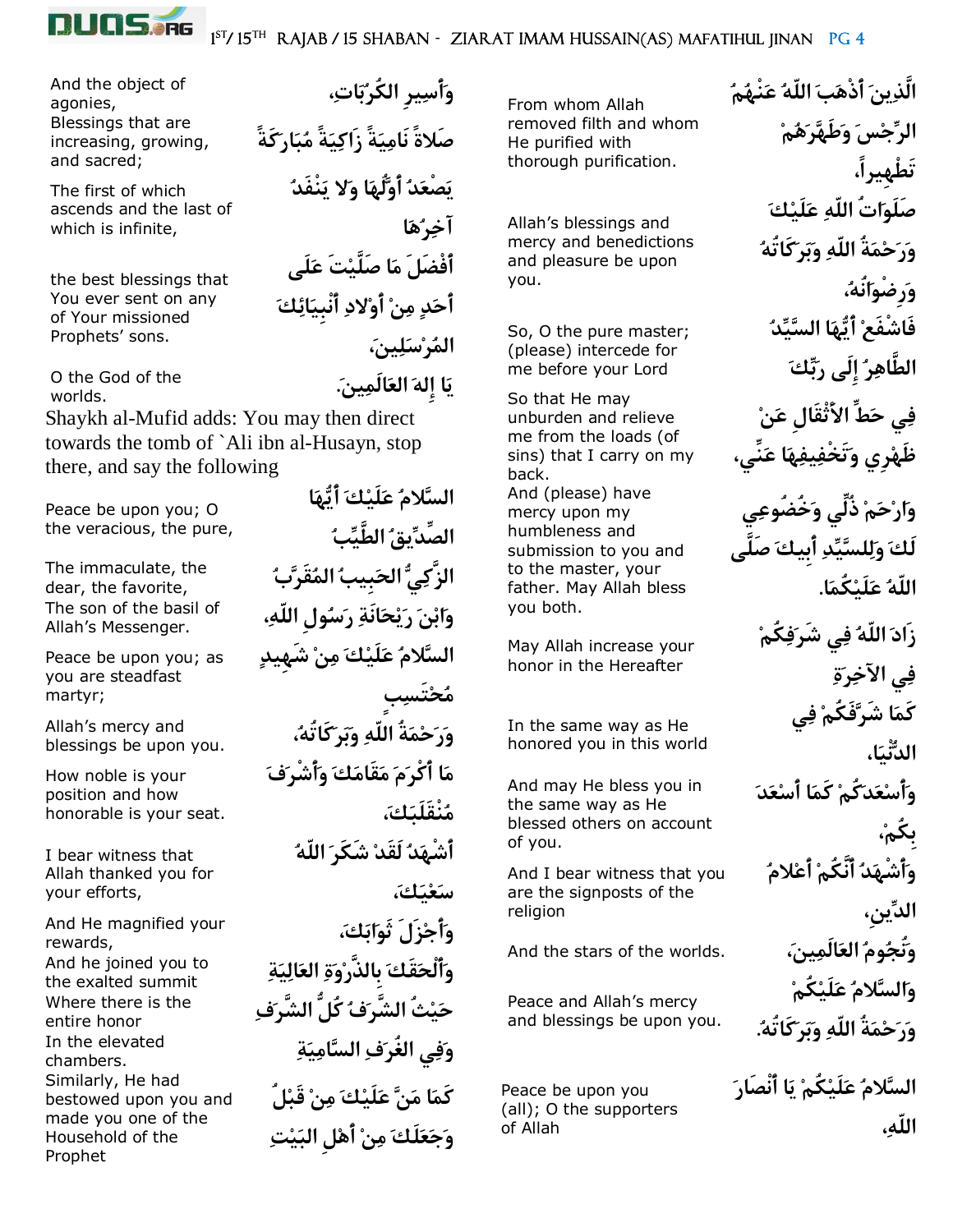الَّذِينَ أَذْهَبَ اللّهُ عَنْهُمُ الرِّجْسَ وَطَهَّرَهُمْ تَطْهِيراً،

From whom Allah removed filth and whom He purified with thorough purification.

صَلَوَاتُ اللّهِ عَلَيْكَ وَرَحْمَةُ اللّهِ وَبَرَكَاتُهُ وَرِضْوَانُهُ،

Allah's blessings and mercy and benedictions and pleasure be upon you.

فَاشْفَعْ أَيُّهَا السَّيِّدُ الطَّاهِرُ إِلَى رَبِّكَ

So, O the pure master; (please) intercede for me before your Lord

فِي حَطِّ الأَثْقَالِ عَنْ ظَهْرِي وَتَخْفِيفِهَا عَنِّي،

So that He may unburden and relieve me from the loads (of sins) that I carry on my back.

وَارْحَمْ ذُلِّي وَخُضُوعِي لَكَ وَلِلسَّيِّدِ أَبِيكَ صَلَّى اللّهُ عَلَيْكُمَا.

And (please) have mercy upon my humbleness and submission to you and to the master, your father. May Allah bless you both.

زَادَ اللّهُ فِي شَرَفِكُمْ فِي الآخِرَةِ

May Allah increase your honor in the Hereafter

كَمَا شَرَّفَكُمْ فِي الدُّنْيَا،

In the same way as He honored you in this world

وَأَسْعَدَكُمْ كَمَا أَسْعَدَ بِكُمْ،

And may He bless you in the same way as He blessed others on account of you.

وَأَشْهَدُ أَنَّكُمْ أَعْلامُ الدِّينِ،

And I bear witness that you are the signposts of the religion

وَنُجُومُ العَالَمِينَ،

And the stars of the worlds.

وَالسَّلامُ عَلَيْكُمْ وَرَحْمَةُ اللّهِ وَبَرَكَاتُهُ.

Peace and Allah's mercy and blessings be upon you.

السَّلامُ عَلَيْكُمْ يَا أَنْصَارَ اللّهِ،

Peace be upon you (all); O the supporters of Allah

وَأَسِيرِ الكُرُبَاتِ،

And the object of agonies,

صَلاةً نَامِيَةً زَاكِيَةً مُبَارَكَةً

Blessings that are increasing, growing, and sacred;

يَصْعَدُ أَوَّلُهَا وَلا يَنْفَدُ آخِرُهَا

The first of which ascends and the last of which is infinite,

أَفْضَلَ مَا صَلَّيْتَ عَلَى أَحَدٍ مِنْ أَوْلادِ أَنْبِيَائِكَ المُرْسَلِينَ،

the best blessings that You ever sent on any of Your missioned Prophets' sons.

يَا إِلٰهَ العَالَمِينَ.

O the God of the worlds.

Shaykh al-Mufid adds: You may then direct towards the tomb of `Ali ibn al-Husayn, stop there, and say the following

السَّلامُ عَلَيْكَ أَيُّهَا الصِّدِّيقُ الطَّيِّبُ

Peace be upon you; O the veracious, the pure,

الزَّكِيُّ الحَبِيبُ المُقَرَّبُ

The immaculate, the dear, the favorite,

وَابْنَ رَيْحَانَةِ رَسُولِ اللّهِ،

The son of the basil of Allah's Messenger.

السَّلامُ عَلَيْكَ مِنْ شَهِيدٍ مُحْتَسِبٍ

Peace be upon you; as you are steadfast martyr;

وَرَحْمَةُ اللّهِ وَبَرَكَاتُهُ،

Allah's mercy and blessings be upon you.

مَا أَكْرَمَ مَقَامَكَ وَأَشْرَفَ مُنْقَلَبَكَ،

How noble is your position and how honorable is your seat.

أَشْهَدُ لَقَدْ شَكَرَ اللّهُ سَعْيَكَ،

I bear witness that Allah thanked you for your efforts,

وَأَجْزَلَ ثَوَابَكَ،

And He magnified your rewards,

وَأَلْحَقَكَ بِالذِّرْوَةِ العَالِيَةِ

And he joined you to the exalted summit

حَيْثُ الشَّرَفُ كُلُّ الشَّرَفِ

Where there is the entire honor

وَفِي الغُرَفِ السَّامِيَةِ

In the elevated chambers.

كَمَا مَنَّ عَلَيْكَ مِنْ قَبْلُ وَجَعَلَكَ مِنْ أَهْلِ البَيْتِ

Similarly, He had bestowed upon you and made you one of the Household of the Prophet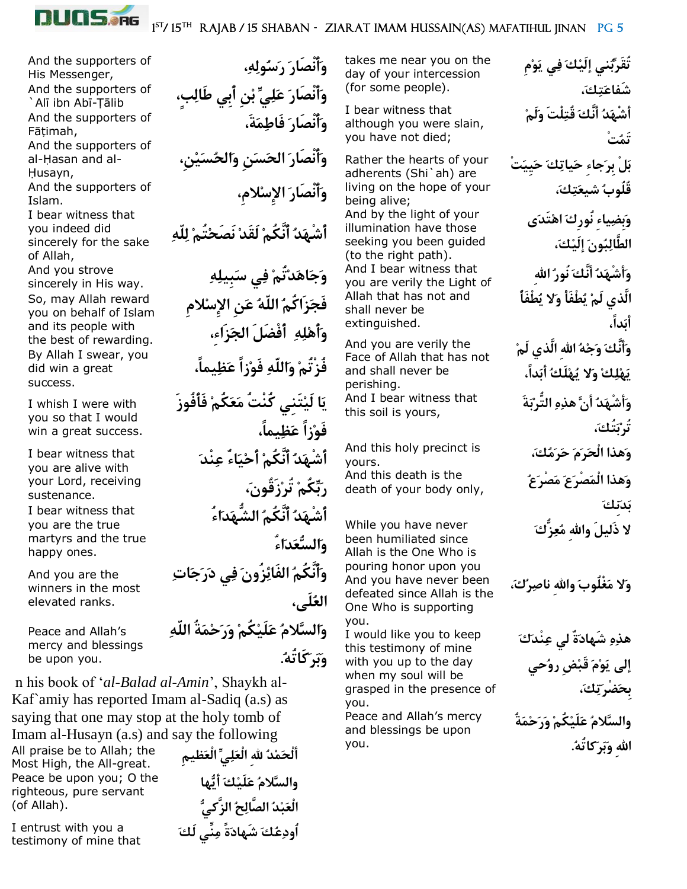| | |
|---|---|
| And the supporters of His Messenger, | وَأَنْصَارَ رَسُولِهِ، |
| And the supporters of `Alī ibn Abī-Ṭālib | وَأَنْصَارَ عَلِيِّ بْنِ أَبِي طَالِبٍ، |
| And the supporters of Fāṭimah, | وَأَنْصَارَ فَاطِمَةَ، |
| And the supporters of al-Ḥasan and al-Ḥusayn, | وَأَنْصَارَ الحَسَنِ وَالحُسَيْنِ، |
| And the supporters of Islam. | وَأَنْصَارَ الإِسْلامِ، |
| I bear witness that you indeed did sincerely for the sake of Allah, | أَشْهَدُ أَنَّكُمْ لَقَدْ نَصَحْتُمْ لِلّهِ |
| And you strove sincerely in His way. | وَجَاهَدْتُمْ فِي سَبِيلِهِ |
| So, may Allah reward you on behalf of Islam and its people with the best of rewarding. | فَجَزَاكُمُ اللّهُ عَنِ الإِسْلامِ وَأَهْلِهِ أَفْضَلَ الجَزَاءِ، |
| By Allah I swear, you did win a great success. | فُزْتُمْ وَاللّهِ فَوْزاً عَظِيماً، |
| I whisk I were with you so that I would win a great success. | يَا لَيْتَنِي كُنْتُ مَعَكُمْ فَأَفُوزَ فَوْزاً عَظِيماً، |
| I bear witness that you are alive with your Lord, receiving sustenance. | أَشْهَدُ أَنَّكُمْ أَحْيَاءٌ عِنْدَ رَبِّكُمْ تُرْزَقُونَ، |
| I bear witness that you are the true martyrs and the true happy ones. | أَشْهَدُ أَنَّكُمُ الشُّهَدَاءُ وَالسُّعَدَاءُ |
| And you are the winners in the most elevated ranks. | وَأَنَّكُمُ الفَائِزُونَ فِي دَرَجَاتِ العُلَى، |
| Peace and Allah's mercy and blessings be upon you. | وَالسَّلامُ عَلَيْكُمْ وَرَحْمَةُ اللّهِ وَبَرَكَاتُهُ. |

n his book of '*al-Balad al-Amin*', Shaykh al-Kaf`amiy has reported Imam al-Sadiq (a.s) as saying that one may stop at the holy tomb of Imam al-Husayn (a.s) and say the following

| | |
|---|---|
| All praise be to Allah; the Most High, the All-great. | أَلْحَمْدُ للهِ الْعَلِيِّ الْعَظِيمِ |
| Peace be upon you; O the righteous, pure servant (of Allah). | والسَّلامُ عَلَيْكَ أَيُّها الْعَبْدُ الصَّالِحُ الزَّكِيُّ |
| I entrust with you a testimony of mine that takes me near you on the day of your intercession (for some people). | أُودِعُكَ شَهادَةً مِنِّي لَكَ تُقَرِّبُنِي إِلَيْكَ فِي يَوْمِ شَفاعَتِكَ، |
| I bear witness that although you were slain, you have not died; | أَشْهَدُ أَنَّكَ قُتِلْتَ وَلَمْ تَمُتْ |
| Rather the hearts of your adherents (Shi`ah) are living on the hope of your being alive; | بَلْ بِرَجاءِ حَياتِكَ حَيِيَتْ قُلُوبُ شيعَتِكَ، |
| And by the light of your illumination have those seeking you been guided (to the right path). | وَبِضِياءِ نُورِكَ اهْتَدَى الطَّالِبُونَ إِلَيْكَ، |
| And I bear witness that you are verily the Light of Allah that has not and shall never be extinguished. | وَأَشْهَدُ أَنَّكَ نُورُ اللهِ الَّذي لَمْ يُطْفَأْ وَلا يُطْفَأُ أَبَداً، |
| And you are verily the Face of Allah that has not and shall never be perishing. | وَأَنَّكَ وَجْهُ اللهِ الَّذي لَمْ يَهْلِكْ وَلا يُهْلَكُ أَبَداً، |
| And I bear witness that this soil is yours, | وَأَشْهَدُ أَنَّ هذِهِ التُّرْبَةَ تُرْبَتُكَ، |
| And this holy precinct is yours. | وَهذا الْحَرَمَ حَرَمُكَ، |
| And this death is the death of your body only, | وَهذا الْمَصْرَعَ مَصْرَعُ بَدَنِكَ |
| While you have never been humiliated since Allah is the One Who is pouring honor upon you | لا ذَليلَ واللهِ مُعِزُّكَ |
| And you have never been defeated since Allah is the One Who is supporting you. | وَلا مَغْلُوبَ واللهِ ناصِرُكَ، |
| I would like you to keep this testimony of mine with you up to the day when my soul will be grasped in the presence of you. | هذِهِ شَهادَةٌ لي عِنْدَكَ إِلى يَوْمِ قَبْضِ رُوحي بِحَضْرَتِكَ، |
| Peace and Allah's mercy and blessings be upon you. | والسَّلامُ عَلَيْكُمْ وَرَحْمَةُ اللهِ وَبَرَكاتُهُ. |